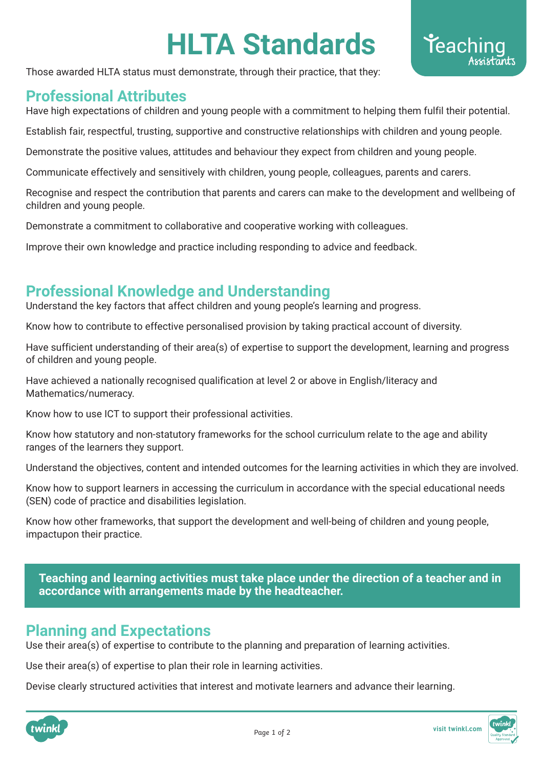# HLTA Standards

Those awarded HLTA status must demonstrate, through their practice, that they:

## Professional Attributes

Have high expectations of children and young people with a commitment to helping them fulfil their potential.

Establish fair, respectful, trusting, supportive and constructive relationships with children and young people.

Demonstrate the positive values, attitudes and behaviour they expect from children and young people.

Communicate effectively and sensitively with children, young people, colleagues, parents and carers.

Recognise and respect the contribution that parents and carers can make to the development and wellbeing of children and young people.

Demonstrate a commitment to collaborative and cooperative working with colleagues.

Improve their own knowledge and practice including responding to advice and feedback.

## Professional Knowledge and Understanding

Understand the key factors that affect children and young people's learning and progress.

Know how to contribute to effective personalised provision by taking practical account of diversity.

Have sufficient understanding of their area(s) of expertise to support the development, learning and progress of children and young people.

Have achieved a nationally recognised qualification at level 2 or above in English/literacy and Mathematics/numeracy.

Know how to use ICT to support their professional activities.

Know how statutory and non-statutory frameworks for the school curriculum relate to the age and ability ranges of the learners they support.

Understand the objectives, content and intended outcomes for the learning activities in which they are involved.

Know how to support learners in accessing the curriculum in accordance with the special educational needs (SEN) code of practice and disabilities legislation.

Know how other frameworks, that support the development and well-being of children and young people, impactupon their practice.

**Teaching and learning activities must take place under the direction of a teacher and in accordance with arrangements made by the headteacher.**

## Planning and Expectations

Use their area(s) of expertise to contribute to the planning and preparation of learning activities.

Use their area(s) of expertise to plan their role in learning activities.

Devise clearly structured activities that interest and motivate learners and advance their learning.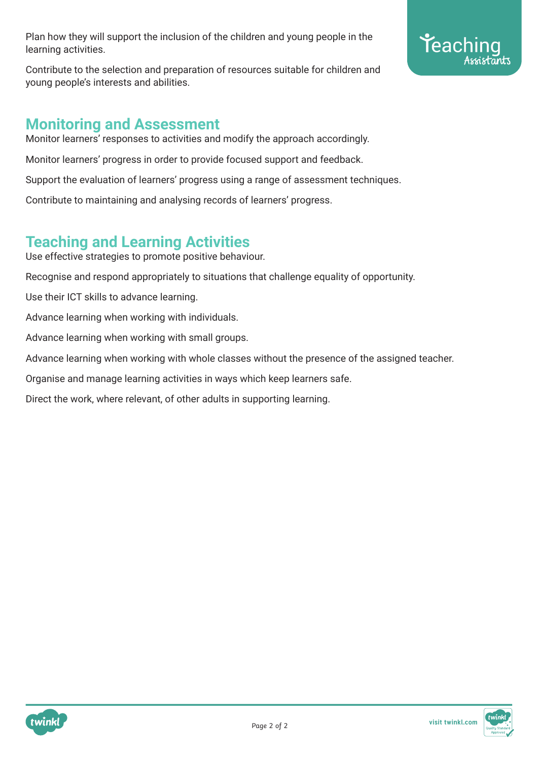Plan how they will support the inclusion of the children and young people in the learning activities.

Contribute to the selection and preparation of resources suitable for children and young people's interests and abilities.

## Monitoring and Assessment

Monitor learners' responses to activities and modify the approach accordingly.

Monitor learners' progress in order to provide focused support and feedback.

Support the evaluation of learners' progress using a range of assessment techniques.

Contribute to maintaining and analysing records of learners' progress.

## Teaching and Learning Activities

Use effective strategies to promote positive behaviour.

Recognise and respond appropriately to situations that challenge equality of opportunity.

Use their ICT skills to advance learning.

Advance learning when working with individuals.

Advance learning when working with small groups.

Advance learning when working with whole classes without the presence of the assigned teacher.

Organise and manage learning activities in ways which keep learners safe.

Direct the work, where relevant, of other adults in supporting learning.